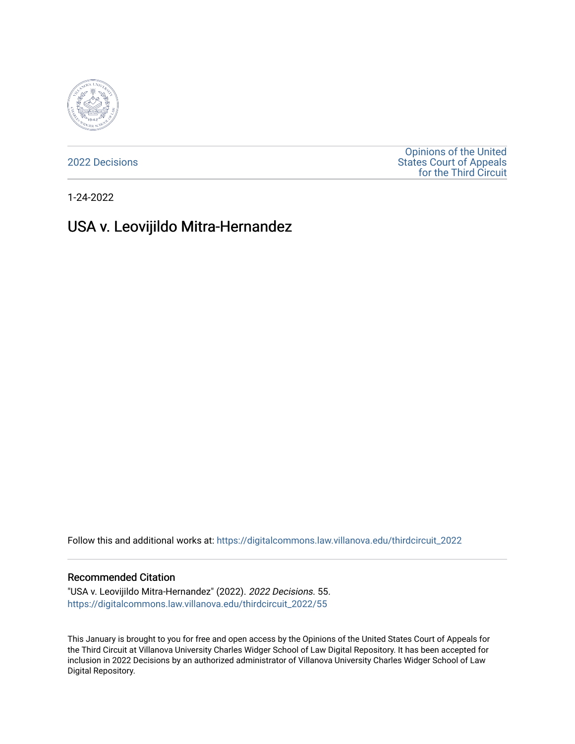2022 Decisions

Opinions of the United States Court of Appeals for the Third Circuit

1-24-2022

# USA v. Leovijildo Mitra-Hernandez

Follow this and additional works at: https://digitalcommons.law.villanova.edu/thirdcircuit_2022

## Recommended Citation

"USA v. Leovijildo Mitra-Hernandez" (2022). *2022 Decisions*. 55.
https://digitalcommons.law.villanova.edu/thirdcircuit_2022/55

This January is brought to you for free and open access by the Opinions of the United States Court of Appeals for the Third Circuit at Villanova University Charles Widger School of Law Digital Repository. It has been accepted for inclusion in 2022 Decisions by an authorized administrator of Villanova University Charles Widger School of Law Digital Repository.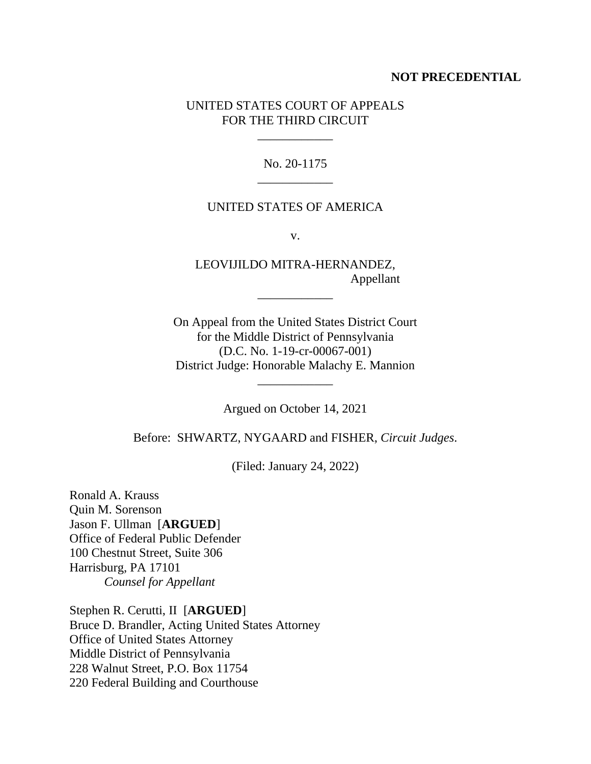**NOT PRECEDENTIAL**

UNITED STATES COURT OF APPEALS
FOR THE THIRD CIRCUIT

\_\_\_\_\_\_\_\_\_\_\_\_

No. 20-1175

\_\_\_\_\_\_\_\_\_\_\_\_

UNITED STATES OF AMERICA

v.

LEOVIJILDO MITRA-HERNANDEZ,
Appellant

\_\_\_\_\_\_\_\_\_\_\_\_

On Appeal from the United States District Court
for the Middle District of Pennsylvania
(D.C. No. 1-19-cr-00067-001)
District Judge: Honorable Malachy E. Mannion

\_\_\_\_\_\_\_\_\_\_\_\_

Argued on October 14, 2021

Before: SHWARTZ, NYGAARD and FISHER, *Circuit Judges*.

(Filed: January 24, 2022)

Ronald A. Krauss
Quin M. Sorenson
Jason F. Ullman [**ARGUED**]
Office of Federal Public Defender
100 Chestnut Street, Suite 306
Harrisburg, PA 17101
*Counsel for Appellant*

Stephen R. Cerutti, II [**ARGUED**]
Bruce D. Brandler, Acting United States Attorney
Office of United States Attorney
Middle District of Pennsylvania
228 Walnut Street, P.O. Box 11754
220 Federal Building and Courthouse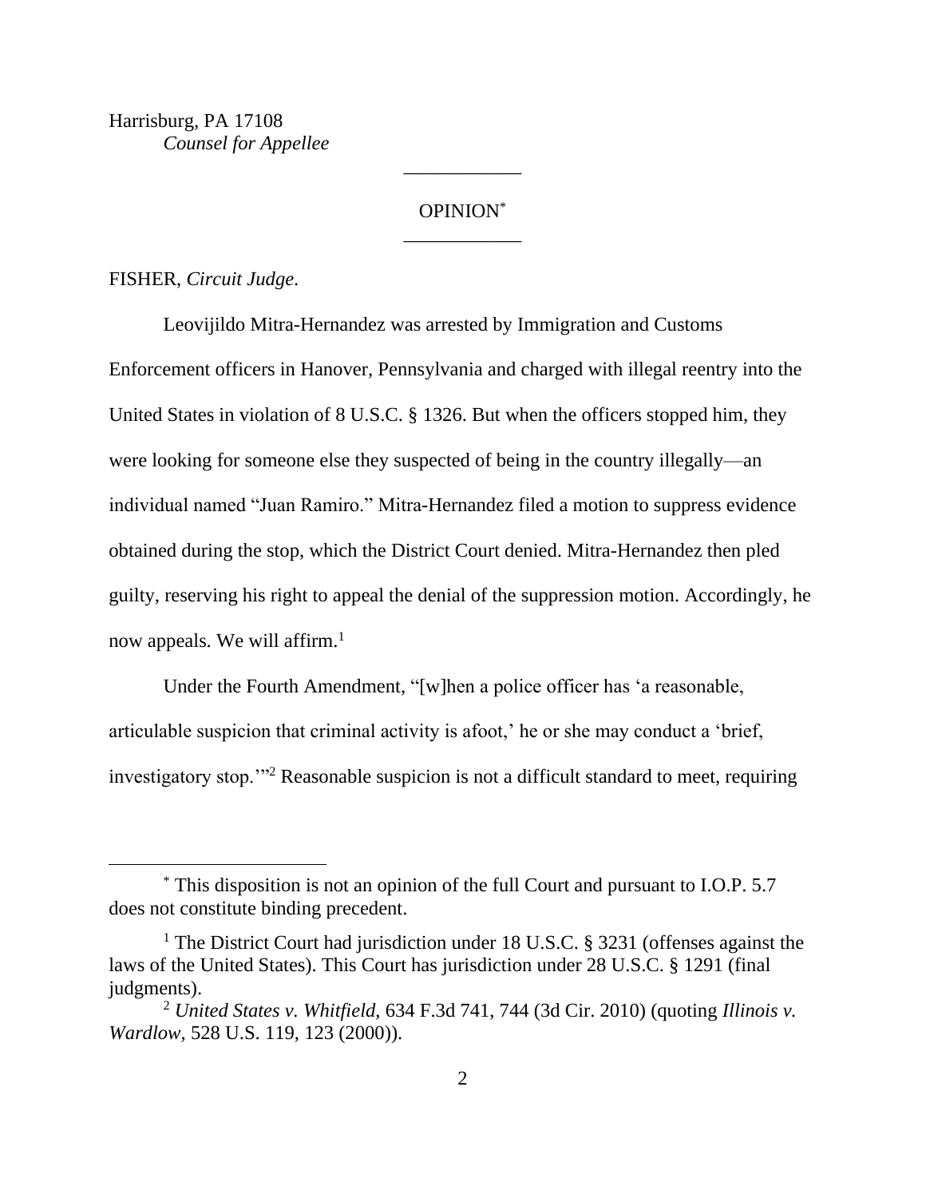Harrisburg, PA 17108
*Counsel for Appellee*

---

OPINION[*]

---

FISHER, *Circuit Judge*.

Leovijildo Mitra-Hernandez was arrested by Immigration and Customs Enforcement officers in Hanover, Pennsylvania and charged with illegal reentry into the United States in violation of 8 U.S.C. § 1326. But when the officers stopped him, they were looking for someone else they suspected of being in the country illegally—an individual named "Juan Ramiro." Mitra-Hernandez filed a motion to suppress evidence obtained during the stop, which the District Court denied. Mitra-Hernandez then pled guilty, reserving his right to appeal the denial of the suppression motion. Accordingly, he now appeals. We will affirm.[1]

Under the Fourth Amendment, "[w]hen a police officer has 'a reasonable, articulable suspicion that criminal activity is afoot,' he or she may conduct a 'brief, investigatory stop.'"[2] Reasonable suspicion is not a difficult standard to meet, requiring

---

[*] This disposition is not an opinion of the full Court and pursuant to I.O.P. 5.7 does not constitute binding precedent.

[1] The District Court had jurisdiction under 18 U.S.C. § 3231 (offenses against the laws of the United States). This Court has jurisdiction under 28 U.S.C. § 1291 (final judgments).

[2] *United States v. Whitfield*, 634 F.3d 741, 744 (3d Cir. 2010) (quoting *Illinois v. Wardlow*, 528 U.S. 119, 123 (2000)).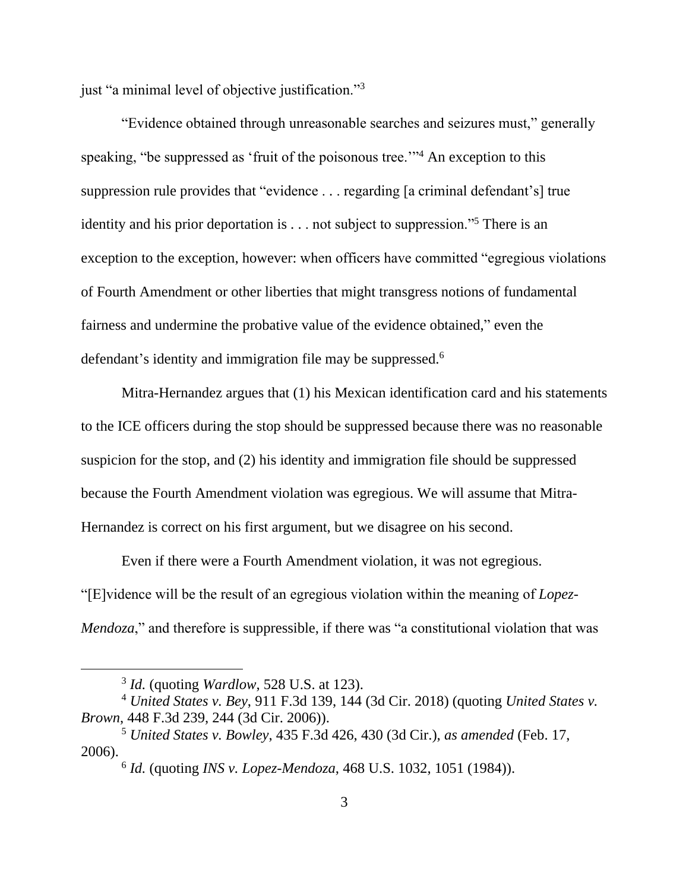just "a minimal level of objective justification."[3]

"Evidence obtained through unreasonable searches and seizures must," generally speaking, "be suppressed as 'fruit of the poisonous tree.'"[4] An exception to this suppression rule provides that "evidence . . . regarding [a criminal defendant's] true identity and his prior deportation is . . . not subject to suppression."[5] There is an exception to the exception, however: when officers have committed "egregious violations of Fourth Amendment or other liberties that might transgress notions of fundamental fairness and undermine the probative value of the evidence obtained," even the defendant's identity and immigration file may be suppressed.[6]

Mitra-Hernandez argues that (1) his Mexican identification card and his statements to the ICE officers during the stop should be suppressed because there was no reasonable suspicion for the stop, and (2) his identity and immigration file should be suppressed because the Fourth Amendment violation was egregious. We will assume that Mitra-Hernandez is correct on his first argument, but we disagree on his second.

Even if there were a Fourth Amendment violation, it was not egregious. "[E]vidence will be the result of an egregious violation within the meaning of *Lopez-Mendoza*," and therefore is suppressible, if there was "a constitutional violation that was

---

[3] *Id.* (quoting *Wardlow*, 528 U.S. at 123).

[4] *United States v. Bey*, 911 F.3d 139, 144 (3d Cir. 2018) (quoting *United States v. Brown*, 448 F.3d 239, 244 (3d Cir. 2006)).

[5] *United States v. Bowley*, 435 F.3d 426, 430 (3d Cir.), *as amended* (Feb. 17, 2006).

[6] *Id.* (quoting *INS v. Lopez-Mendoza*, 468 U.S. 1032, 1051 (1984)).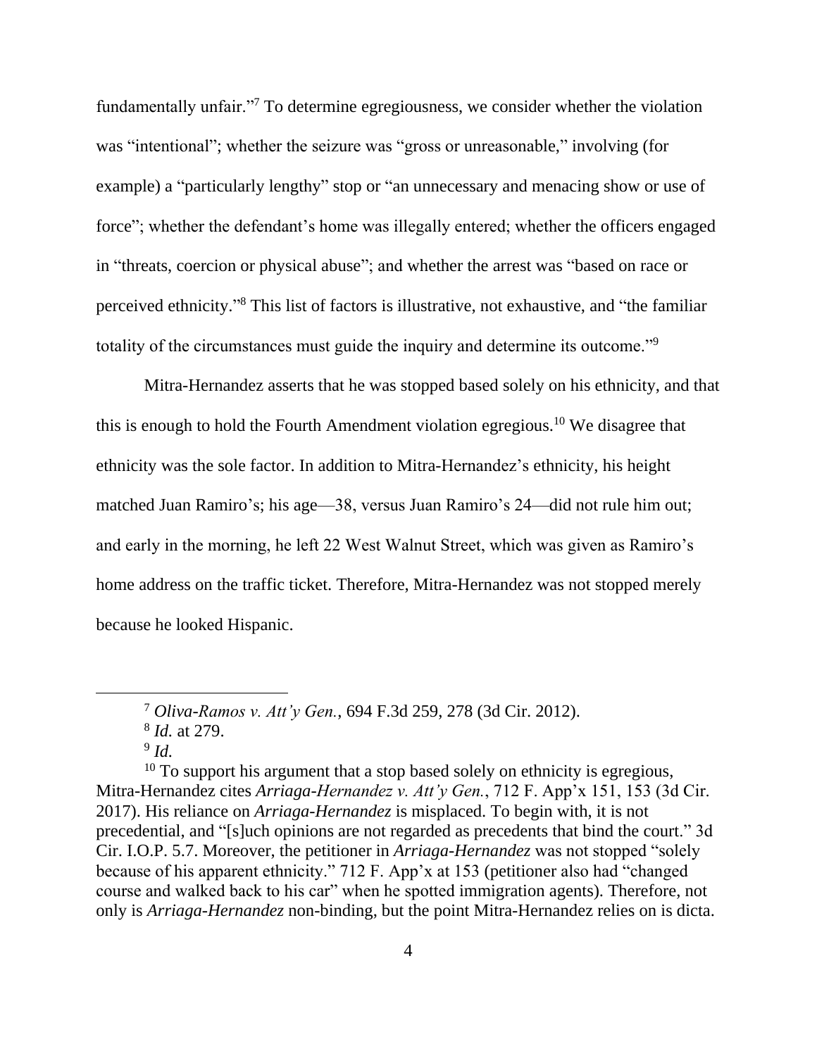fundamentally unfair."[7] To determine egregiousness, we consider whether the violation was "intentional"; whether the seizure was "gross or unreasonable," involving (for example) a "particularly lengthy" stop or "an unnecessary and menacing show or use of force"; whether the defendant's home was illegally entered; whether the officers engaged in "threats, coercion or physical abuse"; and whether the arrest was "based on race or perceived ethnicity."[8] This list of factors is illustrative, not exhaustive, and "the familiar totality of the circumstances must guide the inquiry and determine its outcome."[9]

Mitra-Hernandez asserts that he was stopped based solely on his ethnicity, and that this is enough to hold the Fourth Amendment violation egregious.[10] We disagree that ethnicity was the sole factor. In addition to Mitra-Hernandez's ethnicity, his height matched Juan Ramiro's; his age—38, versus Juan Ramiro's 24—did not rule him out; and early in the morning, he left 22 West Walnut Street, which was given as Ramiro's home address on the traffic ticket. Therefore, Mitra-Hernandez was not stopped merely because he looked Hispanic.

---

[7] *Oliva-Ramos v. Att'y Gen.*, 694 F.3d 259, 278 (3d Cir. 2012).

[8] *Id.* at 279.

[9] *Id.*

[10] To support his argument that a stop based solely on ethnicity is egregious, Mitra-Hernandez cites *Arriaga-Hernandez v. Att'y Gen.*, 712 F. App'x 151, 153 (3d Cir. 2017). His reliance on *Arriaga-Hernandez* is misplaced. To begin with, it is not precedential, and "[s]uch opinions are not regarded as precedents that bind the court." 3d Cir. I.O.P. 5.7. Moreover, the petitioner in *Arriaga-Hernandez* was not stopped "solely because of his apparent ethnicity." 712 F. App'x at 153 (petitioner also had "changed course and walked back to his car" when he spotted immigration agents). Therefore, not only is *Arriaga-Hernandez* non-binding, but the point Mitra-Hernandez relies on is dicta.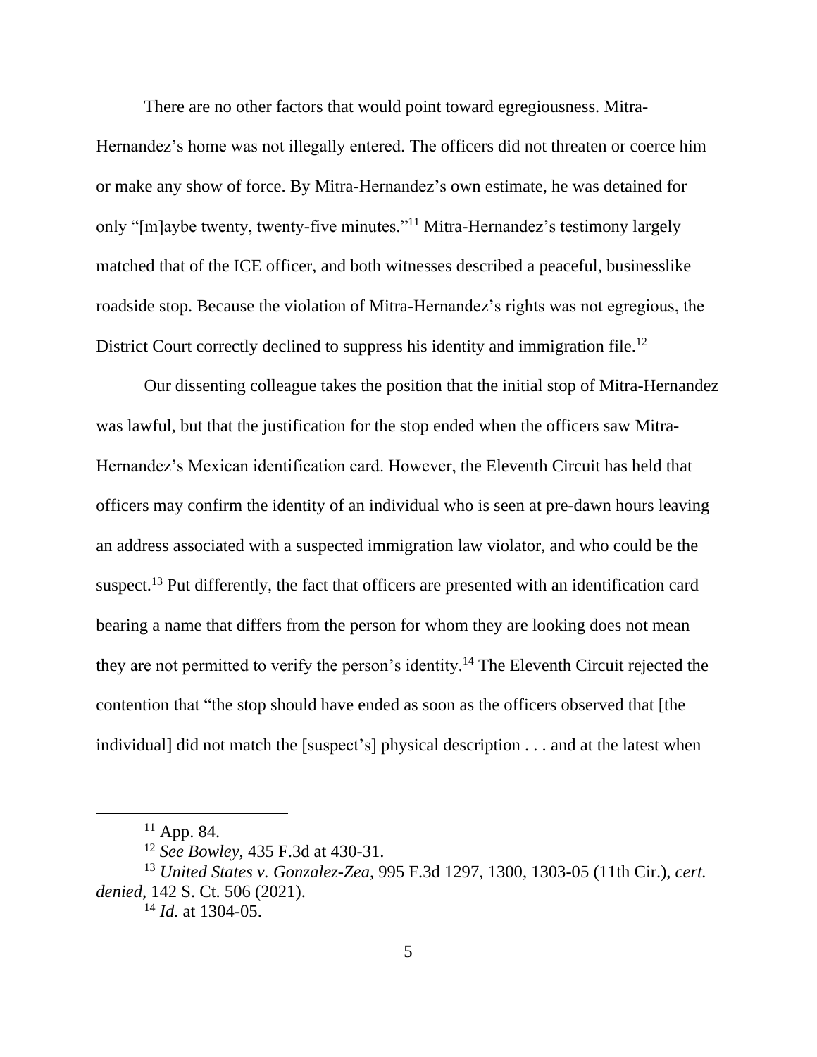There are no other factors that would point toward egregiousness. Mitra-Hernandez's home was not illegally entered. The officers did not threaten or coerce him or make any show of force. By Mitra-Hernandez's own estimate, he was detained for only "[m]aybe twenty, twenty-five minutes."[11] Mitra-Hernandez's testimony largely matched that of the ICE officer, and both witnesses described a peaceful, businesslike roadside stop. Because the violation of Mitra-Hernandez's rights was not egregious, the District Court correctly declined to suppress his identity and immigration file.[12]

Our dissenting colleague takes the position that the initial stop of Mitra-Hernandez was lawful, but that the justification for the stop ended when the officers saw Mitra-Hernandez's Mexican identification card. However, the Eleventh Circuit has held that officers may confirm the identity of an individual who is seen at pre-dawn hours leaving an address associated with a suspected immigration law violator, and who could be the suspect.[13] Put differently, the fact that officers are presented with an identification card bearing a name that differs from the person for whom they are looking does not mean they are not permitted to verify the person's identity.[14] The Eleventh Circuit rejected the contention that "the stop should have ended as soon as the officers observed that [the individual] did not match the [suspect's] physical description . . . and at the latest when

---

[11] App. 84.

[12] *See Bowley*, 435 F.3d at 430-31.

[13] *United States v. Gonzalez-Zea*, 995 F.3d 1297, 1300, 1303-05 (11th Cir.), *cert. denied*, 142 S. Ct. 506 (2021).

[14] *Id.* at 1304-05.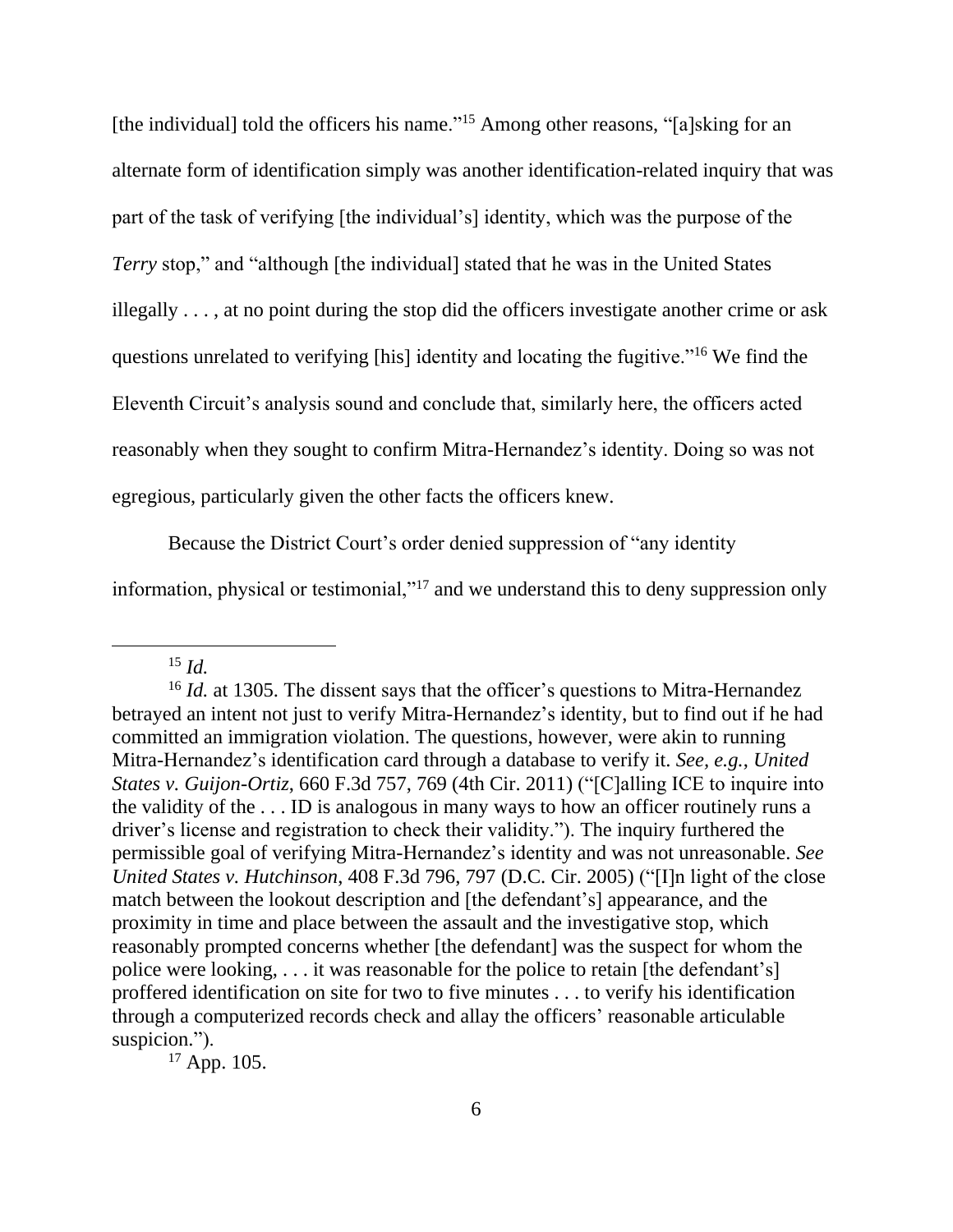[the individual] told the officers his name."[15] Among other reasons, "[a]sking for an alternate form of identification simply was another identification-related inquiry that was part of the task of verifying [the individual's] identity, which was the purpose of the *Terry* stop," and "although [the individual] stated that he was in the United States illegally . . . , at no point during the stop did the officers investigate another crime or ask questions unrelated to verifying [his] identity and locating the fugitive."[16] We find the Eleventh Circuit's analysis sound and conclude that, similarly here, the officers acted reasonably when they sought to confirm Mitra-Hernandez's identity. Doing so was not egregious, particularly given the other facts the officers knew.

Because the District Court's order denied suppression of "any identity information, physical or testimonial,"[17] and we understand this to deny suppression only

---

[15] *Id.*

[16] *Id.* at 1305. The dissent says that the officer's questions to Mitra-Hernandez betrayed an intent not just to verify Mitra-Hernandez's identity, but to find out if he had committed an immigration violation. The questions, however, were akin to running Mitra-Hernandez's identification card through a database to verify it. *See, e.g.*, *United States v. Guijon-Ortiz*, 660 F.3d 757, 769 (4th Cir. 2011) ("[C]alling ICE to inquire into the validity of the . . . ID is analogous in many ways to how an officer routinely runs a driver's license and registration to check their validity."). The inquiry furthered the permissible goal of verifying Mitra-Hernandez's identity and was not unreasonable. *See United States v. Hutchinson*, 408 F.3d 796, 797 (D.C. Cir. 2005) ("[I]n light of the close match between the lookout description and [the defendant's] appearance, and the proximity in time and place between the assault and the investigative stop, which reasonably prompted concerns whether [the defendant] was the suspect for whom the police were looking, . . . it was reasonable for the police to retain [the defendant's] proffered identification on site for two to five minutes . . . to verify his identification through a computerized records check and allay the officers' reasonable articulable suspicion.").

[17] App. 105.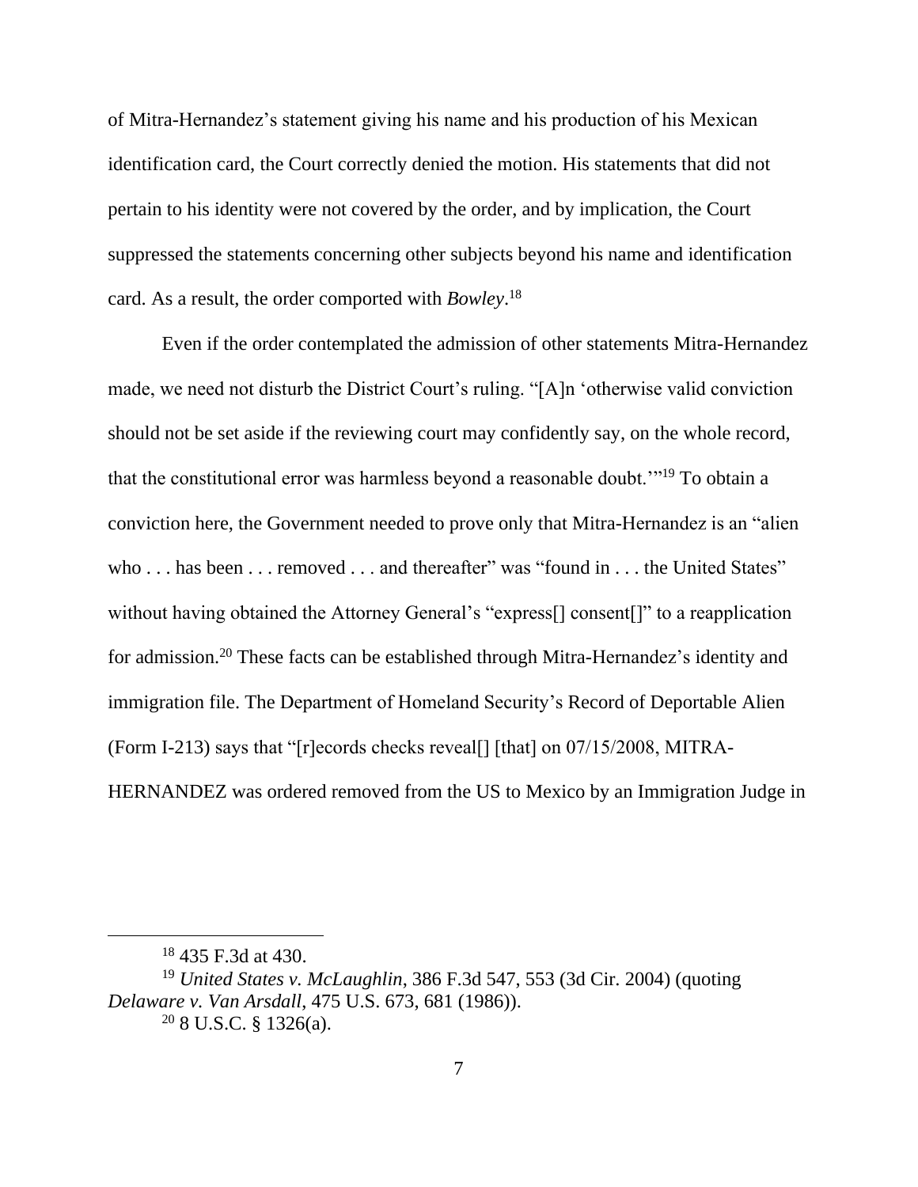of Mitra-Hernandez's statement giving his name and his production of his Mexican identification card, the Court correctly denied the motion. His statements that did not pertain to his identity were not covered by the order, and by implication, the Court suppressed the statements concerning other subjects beyond his name and identification card. As a result, the order comported with *Bowley*.[18]

Even if the order contemplated the admission of other statements Mitra-Hernandez made, we need not disturb the District Court's ruling. "[A]n 'otherwise valid conviction should not be set aside if the reviewing court may confidently say, on the whole record, that the constitutional error was harmless beyond a reasonable doubt.'"[19] To obtain a conviction here, the Government needed to prove only that Mitra-Hernandez is an "alien who . . . has been . . . removed . . . and thereafter" was "found in . . . the United States" without having obtained the Attorney General's "express[] consent[]" to a reapplication for admission.[20] These facts can be established through Mitra-Hernandez's identity and immigration file. The Department of Homeland Security's Record of Deportable Alien (Form I-213) says that "[r]ecords checks reveal[] [that] on 07/15/2008, MITRA-HERNANDEZ was ordered removed from the US to Mexico by an Immigration Judge in

---

[18] 435 F.3d at 430.

[19] *United States v. McLaughlin*, 386 F.3d 547, 553 (3d Cir. 2004) (quoting *Delaware v. Van Arsdall*, 475 U.S. 673, 681 (1986)).

[20] 8 U.S.C. § 1326(a).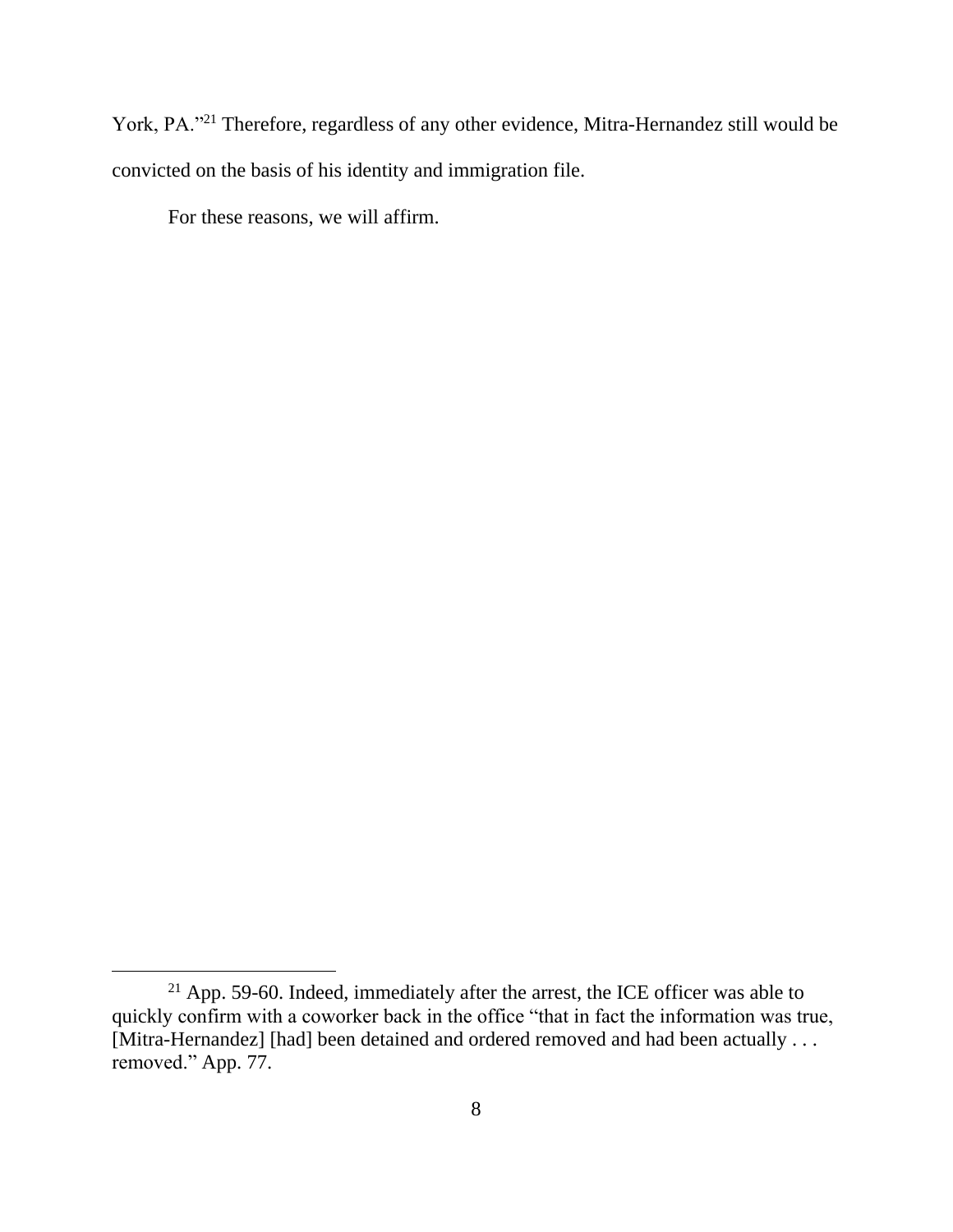York, PA."[21] Therefore, regardless of any other evidence, Mitra-Hernandez still would be convicted on the basis of his identity and immigration file.

For these reasons, we will affirm.

---

[21] App. 59-60. Indeed, immediately after the arrest, the ICE officer was able to quickly confirm with a coworker back in the office "that in fact the information was true, [Mitra-Hernandez] [had] been detained and ordered removed and had been actually . . . removed." App. 77.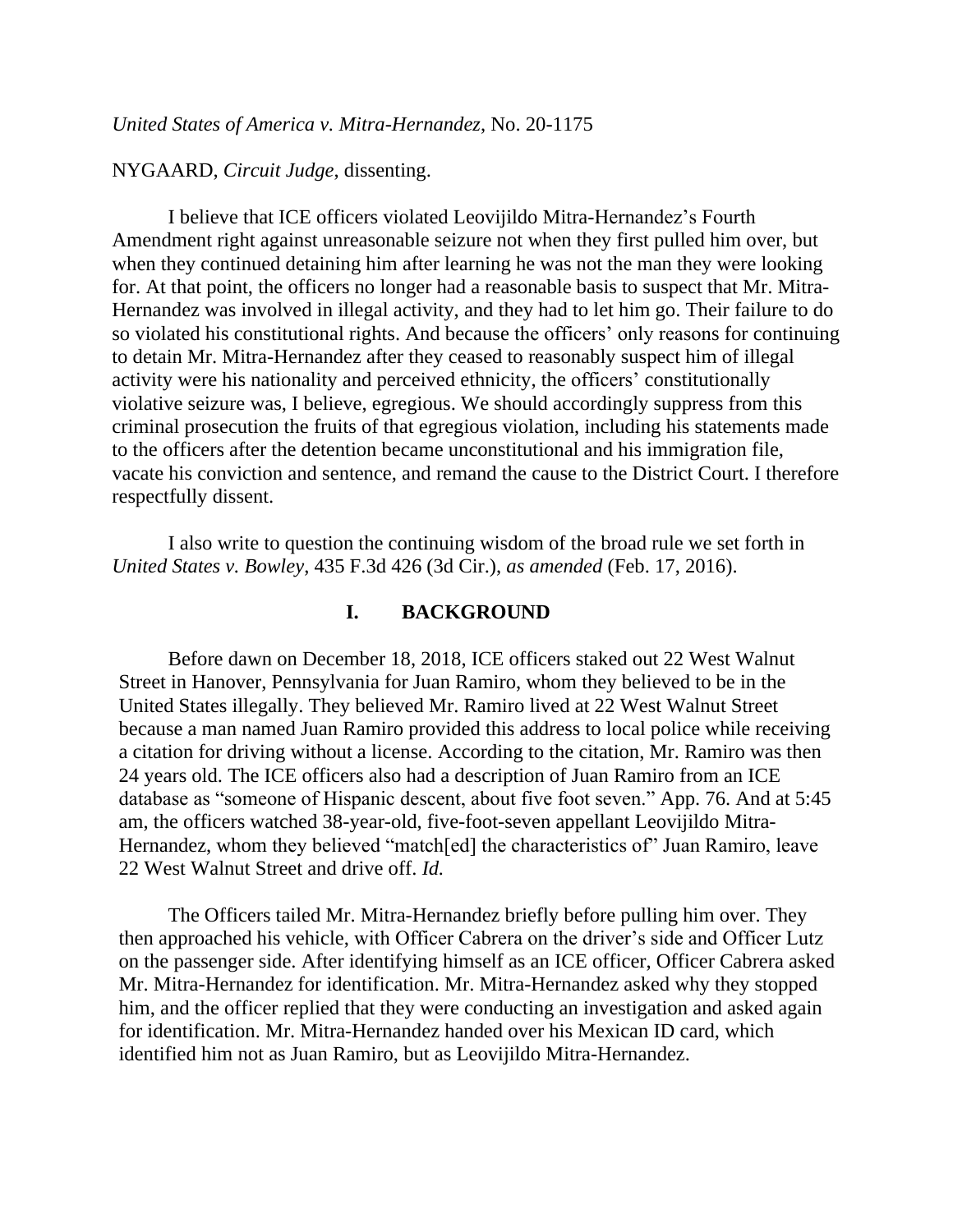*United States of America v. Mitra-Hernandez*, No. 20-1175

NYGAARD, *Circuit Judge*, dissenting.

I believe that ICE officers violated Leovijildo Mitra-Hernandez's Fourth Amendment right against unreasonable seizure not when they first pulled him over, but when they continued detaining him after learning he was not the man they were looking for. At that point, the officers no longer had a reasonable basis to suspect that Mr. Mitra-Hernandez was involved in illegal activity, and they had to let him go. Their failure to do so violated his constitutional rights. And because the officers' only reasons for continuing to detain Mr. Mitra-Hernandez after they ceased to reasonably suspect him of illegal activity were his nationality and perceived ethnicity, the officers' constitutionally violative seizure was, I believe, egregious. We should accordingly suppress from this criminal prosecution the fruits of that egregious violation, including his statements made to the officers after the detention became unconstitutional and his immigration file, vacate his conviction and sentence, and remand the cause to the District Court. I therefore respectfully dissent.

I also write to question the continuing wisdom of the broad rule we set forth in *United States v. Bowley*, 435 F.3d 426 (3d Cir.), *as amended* (Feb. 17, 2016).

## I. BACKGROUND

Before dawn on December 18, 2018, ICE officers staked out 22 West Walnut Street in Hanover, Pennsylvania for Juan Ramiro, whom they believed to be in the United States illegally. They believed Mr. Ramiro lived at 22 West Walnut Street because a man named Juan Ramiro provided this address to local police while receiving a citation for driving without a license. According to the citation, Mr. Ramiro was then 24 years old. The ICE officers also had a description of Juan Ramiro from an ICE database as "someone of Hispanic descent, about five foot seven." App. 76. And at 5:45 am, the officers watched 38-year-old, five-foot-seven appellant Leovijildo Mitra-Hernandez, whom they believed "match[ed] the characteristics of" Juan Ramiro, leave 22 West Walnut Street and drive off. *Id.*

The Officers tailed Mr. Mitra-Hernandez briefly before pulling him over. They then approached his vehicle, with Officer Cabrera on the driver's side and Officer Lutz on the passenger side. After identifying himself as an ICE officer, Officer Cabrera asked Mr. Mitra-Hernandez for identification. Mr. Mitra-Hernandez asked why they stopped him, and the officer replied that they were conducting an investigation and asked again for identification. Mr. Mitra-Hernandez handed over his Mexican ID card, which identified him not as Juan Ramiro, but as Leovijildo Mitra-Hernandez.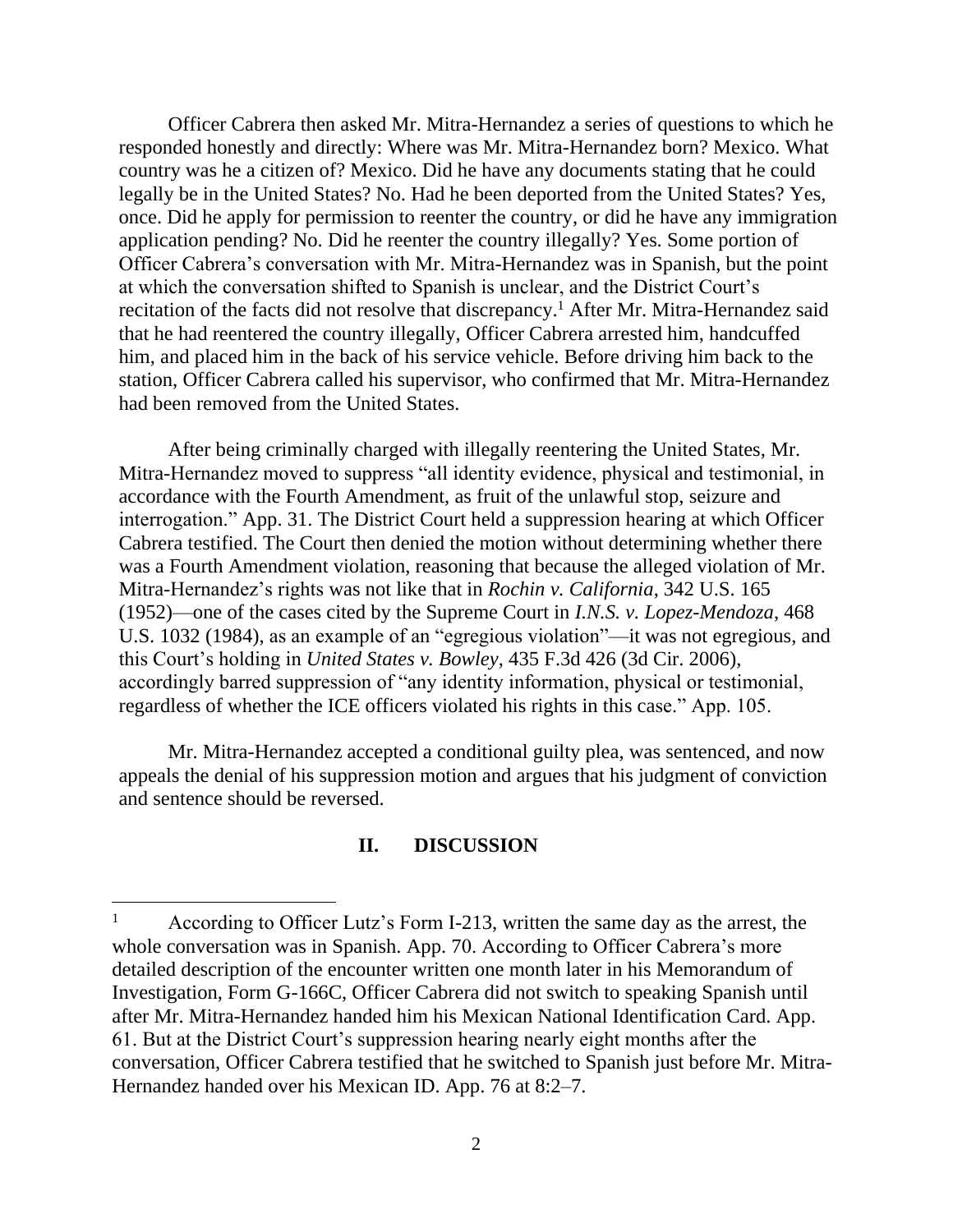Officer Cabrera then asked Mr. Mitra-Hernandez a series of questions to which he responded honestly and directly: Where was Mr. Mitra-Hernandez born? Mexico. What country was he a citizen of? Mexico. Did he have any documents stating that he could legally be in the United States? No. Had he been deported from the United States? Yes, once. Did he apply for permission to reenter the country, or did he have any immigration application pending? No. Did he reenter the country illegally? Yes. Some portion of Officer Cabrera's conversation with Mr. Mitra-Hernandez was in Spanish, but the point at which the conversation shifted to Spanish is unclear, and the District Court's recitation of the facts did not resolve that discrepancy.[1] After Mr. Mitra-Hernandez said that he had reentered the country illegally, Officer Cabrera arrested him, handcuffed him, and placed him in the back of his service vehicle. Before driving him back to the station, Officer Cabrera called his supervisor, who confirmed that Mr. Mitra-Hernandez had been removed from the United States.

After being criminally charged with illegally reentering the United States, Mr. Mitra-Hernandez moved to suppress "all identity evidence, physical and testimonial, in accordance with the Fourth Amendment, as fruit of the unlawful stop, seizure and interrogation." App. 31. The District Court held a suppression hearing at which Officer Cabrera testified. The Court then denied the motion without determining whether there was a Fourth Amendment violation, reasoning that because the alleged violation of Mr. Mitra-Hernandez's rights was not like that in *Rochin v. California*, 342 U.S. 165 (1952)—one of the cases cited by the Supreme Court in *I.N.S. v. Lopez-Mendoza*, 468 U.S. 1032 (1984), as an example of an "egregious violation"—it was not egregious, and this Court's holding in *United States v. Bowley*, 435 F.3d 426 (3d Cir. 2006), accordingly barred suppression of "any identity information, physical or testimonial, regardless of whether the ICE officers violated his rights in this case." App. 105.

Mr. Mitra-Hernandez accepted a conditional guilty plea, was sentenced, and now appeals the denial of his suppression motion and argues that his judgment of conviction and sentence should be reversed.

## II. DISCUSSION

[1] According to Officer Lutz's Form I-213, written the same day as the arrest, the whole conversation was in Spanish. App. 70. According to Officer Cabrera's more detailed description of the encounter written one month later in his Memorandum of Investigation, Form G-166C, Officer Cabrera did not switch to speaking Spanish until after Mr. Mitra-Hernandez handed him his Mexican National Identification Card. App. 61. But at the District Court's suppression hearing nearly eight months after the conversation, Officer Cabrera testified that he switched to Spanish just before Mr. Mitra-Hernandez handed over his Mexican ID. App. 76 at 8:2–7.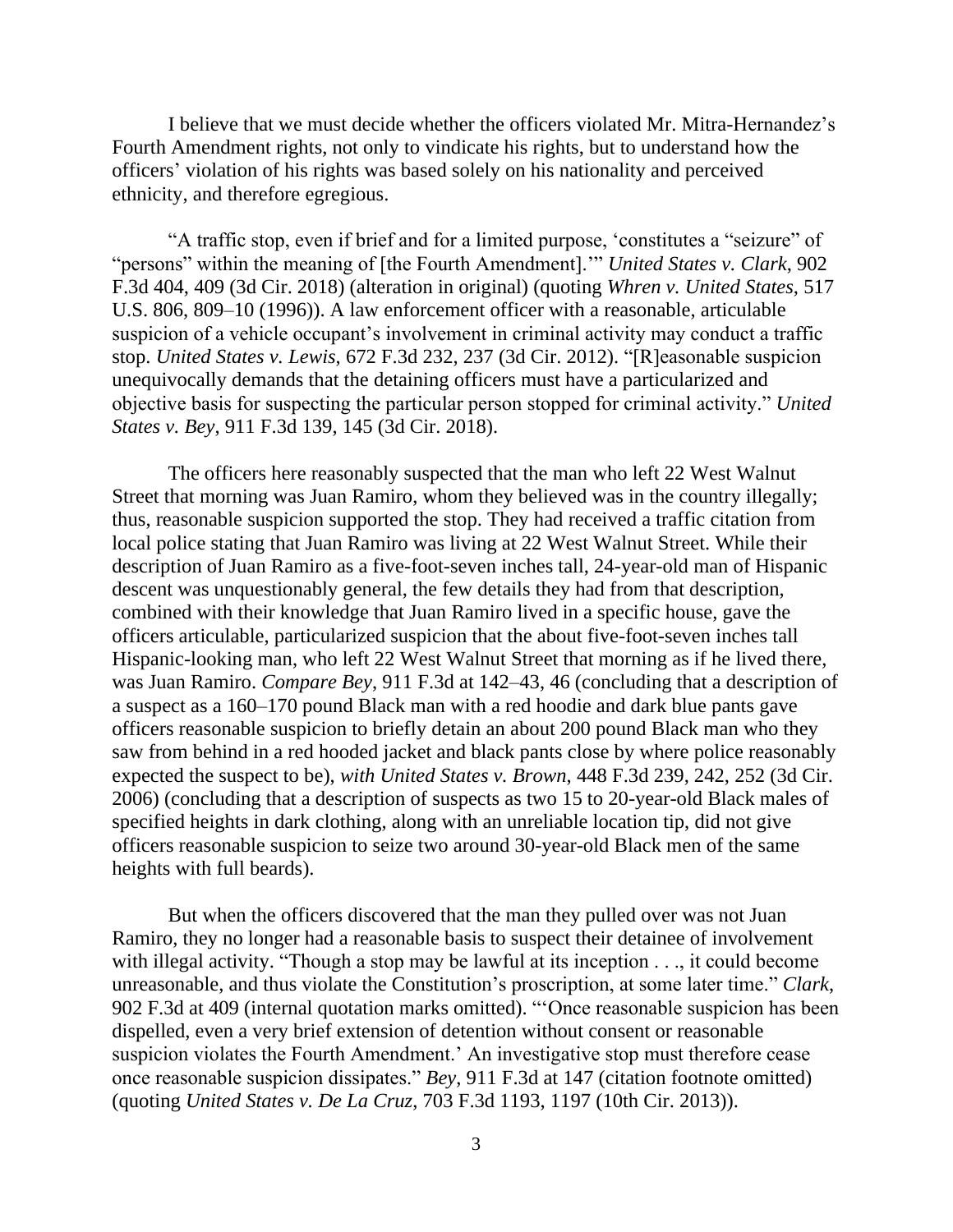I believe that we must decide whether the officers violated Mr. Mitra-Hernandez's Fourth Amendment rights, not only to vindicate his rights, but to understand how the officers' violation of his rights was based solely on his nationality and perceived ethnicity, and therefore egregious.

"A traffic stop, even if brief and for a limited purpose, 'constitutes a "seizure" of "persons" within the meaning of [the Fourth Amendment].'" *United States v. Clark*, 902 F.3d 404, 409 (3d Cir. 2018) (alteration in original) (quoting *Whren v. United States*, 517 U.S. 806, 809–10 (1996)). A law enforcement officer with a reasonable, articulable suspicion of a vehicle occupant's involvement in criminal activity may conduct a traffic stop. *United States v. Lewis*, 672 F.3d 232, 237 (3d Cir. 2012). "[R]easonable suspicion unequivocally demands that the detaining officers must have a particularized and objective basis for suspecting the particular person stopped for criminal activity." *United States v. Bey*, 911 F.3d 139, 145 (3d Cir. 2018).

The officers here reasonably suspected that the man who left 22 West Walnut Street that morning was Juan Ramiro, whom they believed was in the country illegally; thus, reasonable suspicion supported the stop. They had received a traffic citation from local police stating that Juan Ramiro was living at 22 West Walnut Street. While their description of Juan Ramiro as a five-foot-seven inches tall, 24-year-old man of Hispanic descent was unquestionably general, the few details they had from that description, combined with their knowledge that Juan Ramiro lived in a specific house, gave the officers articulable, particularized suspicion that the about five-foot-seven inches tall Hispanic-looking man, who left 22 West Walnut Street that morning as if he lived there, was Juan Ramiro. *Compare Bey*, 911 F.3d at 142–43, 46 (concluding that a description of a suspect as a 160–170 pound Black man with a red hoodie and dark blue pants gave officers reasonable suspicion to briefly detain an about 200 pound Black man who they saw from behind in a red hooded jacket and black pants close by where police reasonably expected the suspect to be), *with United States v. Brown*, 448 F.3d 239, 242, 252 (3d Cir. 2006) (concluding that a description of suspects as two 15 to 20-year-old Black males of specified heights in dark clothing, along with an unreliable location tip, did not give officers reasonable suspicion to seize two around 30-year-old Black men of the same heights with full beards).

But when the officers discovered that the man they pulled over was not Juan Ramiro, they no longer had a reasonable basis to suspect their detainee of involvement with illegal activity. "Though a stop may be lawful at its inception . . ., it could become unreasonable, and thus violate the Constitution's proscription, at some later time." *Clark*, 902 F.3d at 409 (internal quotation marks omitted). "'Once reasonable suspicion has been dispelled, even a very brief extension of detention without consent or reasonable suspicion violates the Fourth Amendment.' An investigative stop must therefore cease once reasonable suspicion dissipates." *Bey*, 911 F.3d at 147 (citation footnote omitted) (quoting *United States v. De La Cruz*, 703 F.3d 1193, 1197 (10th Cir. 2013)).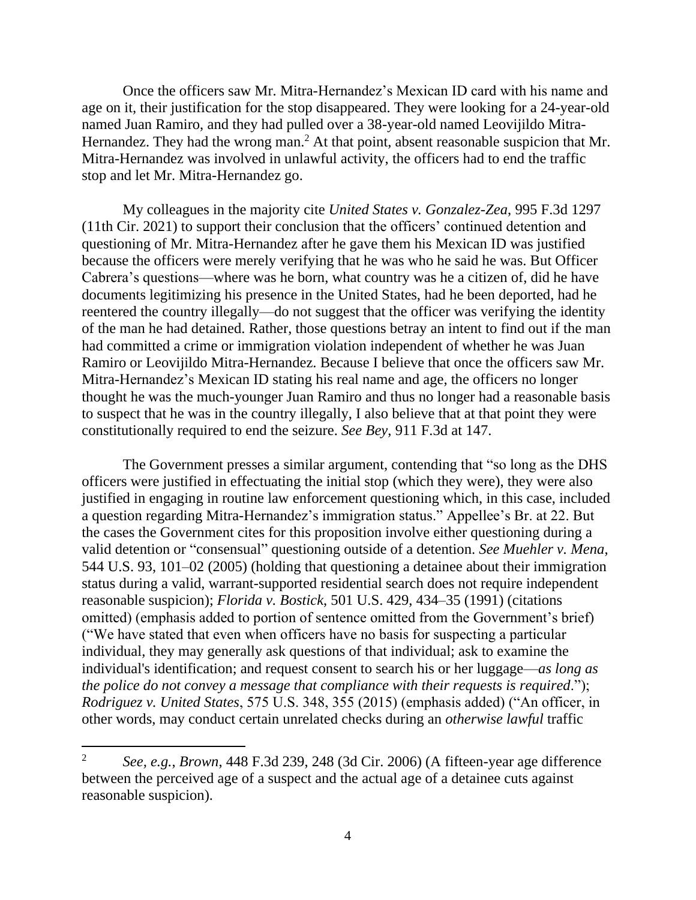Once the officers saw Mr. Mitra-Hernandez's Mexican ID card with his name and age on it, their justification for the stop disappeared. They were looking for a 24-year-old named Juan Ramiro, and they had pulled over a 38-year-old named Leovijildo Mitra-Hernandez. They had the wrong man.[2] At that point, absent reasonable suspicion that Mr. Mitra-Hernandez was involved in unlawful activity, the officers had to end the traffic stop and let Mr. Mitra-Hernandez go.

My colleagues in the majority cite *United States v. Gonzalez-Zea*, 995 F.3d 1297 (11th Cir. 2021) to support their conclusion that the officers' continued detention and questioning of Mr. Mitra-Hernandez after he gave them his Mexican ID was justified because the officers were merely verifying that he was who he said he was. But Officer Cabrera's questions—where was he born, what country was he a citizen of, did he have documents legitimizing his presence in the United States, had he been deported, had he reentered the country illegally—do not suggest that the officer was verifying the identity of the man he had detained. Rather, those questions betray an intent to find out if the man had committed a crime or immigration violation independent of whether he was Juan Ramiro or Leovijildo Mitra-Hernandez. Because I believe that once the officers saw Mr. Mitra-Hernandez's Mexican ID stating his real name and age, the officers no longer thought he was the much-younger Juan Ramiro and thus no longer had a reasonable basis to suspect that he was in the country illegally, I also believe that at that point they were constitutionally required to end the seizure. *See Bey*, 911 F.3d at 147.

The Government presses a similar argument, contending that "so long as the DHS officers were justified in effectuating the initial stop (which they were), they were also justified in engaging in routine law enforcement questioning which, in this case, included a question regarding Mitra-Hernandez's immigration status." Appellee's Br. at 22. But the cases the Government cites for this proposition involve either questioning during a valid detention or "consensual" questioning outside of a detention. *See Muehler v. Mena*, 544 U.S. 93, 101–02 (2005) (holding that questioning a detainee about their immigration status during a valid, warrant-supported residential search does not require independent reasonable suspicion); *Florida v. Bostick*, 501 U.S. 429, 434–35 (1991) (citations omitted) (emphasis added to portion of sentence omitted from the Government's brief) ("We have stated that even when officers have no basis for suspecting a particular individual, they may generally ask questions of that individual; ask to examine the individual's identification; and request consent to search his or her luggage—*as long as the police do not convey a message that compliance with their requests is required*."); *Rodriguez v. United States*, 575 U.S. 348, 355 (2015) (emphasis added) ("An officer, in other words, may conduct certain unrelated checks during an *otherwise lawful* traffic

---

[2] *See, e.g.*, *Brown*, 448 F.3d 239, 248 (3d Cir. 2006) (A fifteen-year age difference between the perceived age of a suspect and the actual age of a detainee cuts against reasonable suspicion).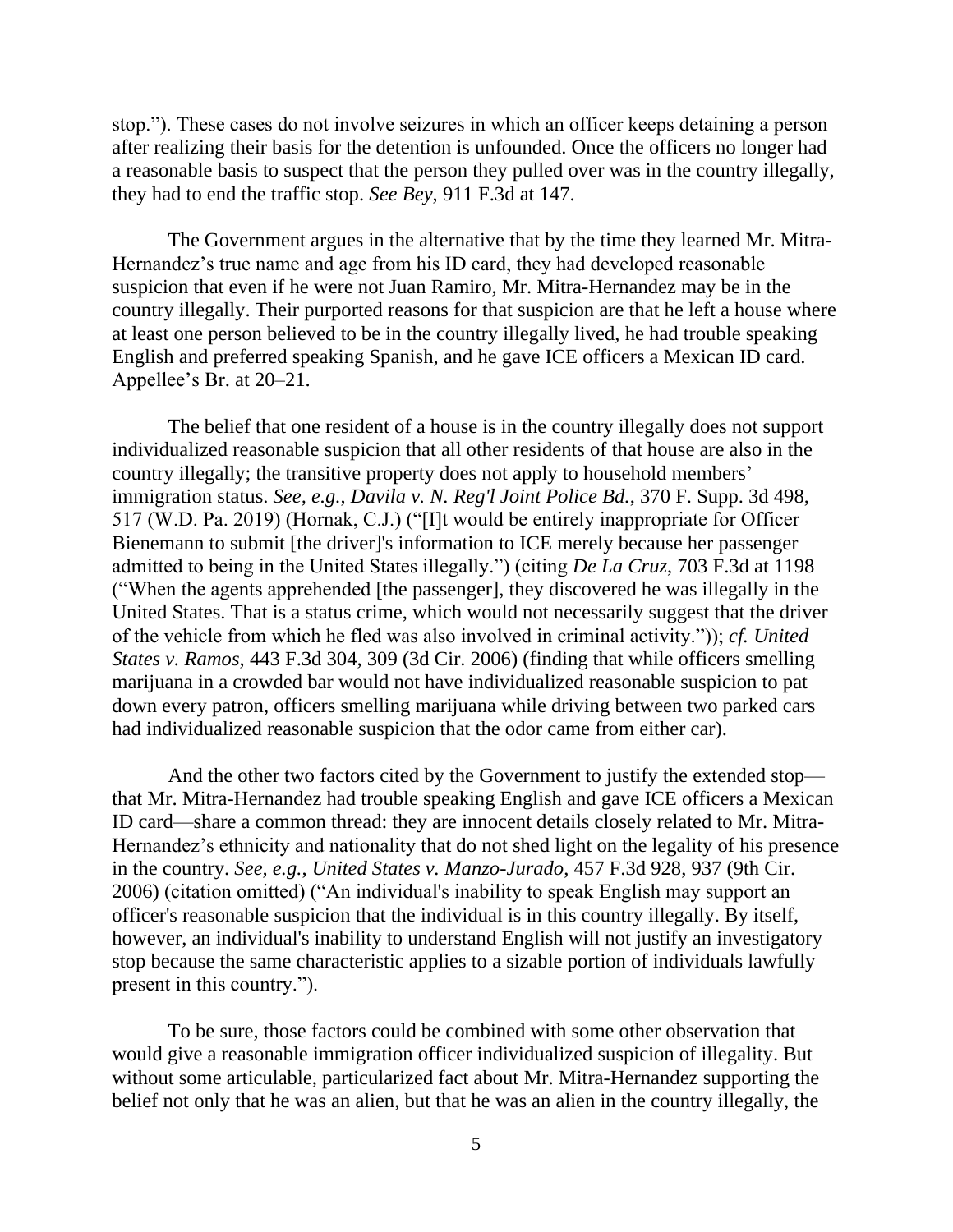stop."). These cases do not involve seizures in which an officer keeps detaining a person after realizing their basis for the detention is unfounded. Once the officers no longer had a reasonable basis to suspect that the person they pulled over was in the country illegally, they had to end the traffic stop. *See Bey*, 911 F.3d at 147.

The Government argues in the alternative that by the time they learned Mr. Mitra-Hernandez's true name and age from his ID card, they had developed reasonable suspicion that even if he were not Juan Ramiro, Mr. Mitra-Hernandez may be in the country illegally. Their purported reasons for that suspicion are that he left a house where at least one person believed to be in the country illegally lived, he had trouble speaking English and preferred speaking Spanish, and he gave ICE officers a Mexican ID card. Appellee's Br. at 20–21.

The belief that one resident of a house is in the country illegally does not support individualized reasonable suspicion that all other residents of that house are also in the country illegally; the transitive property does not apply to household members' immigration status. *See, e.g.*, *Davila v. N. Reg'l Joint Police Bd.*, 370 F. Supp. 3d 498, 517 (W.D. Pa. 2019) (Hornak, C.J.) ("[I]t would be entirely inappropriate for Officer Bienemann to submit [the driver]'s information to ICE merely because her passenger admitted to being in the United States illegally.") (citing *De La Cruz*, 703 F.3d at 1198 ("When the agents apprehended [the passenger], they discovered he was illegally in the United States. That is a status crime, which would not necessarily suggest that the driver of the vehicle from which he fled was also involved in criminal activity.")); *cf. United States v. Ramos*, 443 F.3d 304, 309 (3d Cir. 2006) (finding that while officers smelling marijuana in a crowded bar would not have individualized reasonable suspicion to pat down every patron, officers smelling marijuana while driving between two parked cars had individualized reasonable suspicion that the odor came from either car).

And the other two factors cited by the Government to justify the extended stop—that Mr. Mitra-Hernandez had trouble speaking English and gave ICE officers a Mexican ID card—share a common thread: they are innocent details closely related to Mr. Mitra-Hernandez's ethnicity and nationality that do not shed light on the legality of his presence in the country. *See, e.g.*, *United States v. Manzo-Jurado*, 457 F.3d 928, 937 (9th Cir. 2006) (citation omitted) ("An individual's inability to speak English may support an officer's reasonable suspicion that the individual is in this country illegally. By itself, however, an individual's inability to understand English will not justify an investigatory stop because the same characteristic applies to a sizable portion of individuals lawfully present in this country.").

To be sure, those factors could be combined with some other observation that would give a reasonable immigration officer individualized suspicion of illegality. But without some articulable, particularized fact about Mr. Mitra-Hernandez supporting the belief not only that he was an alien, but that he was an alien in the country illegally, the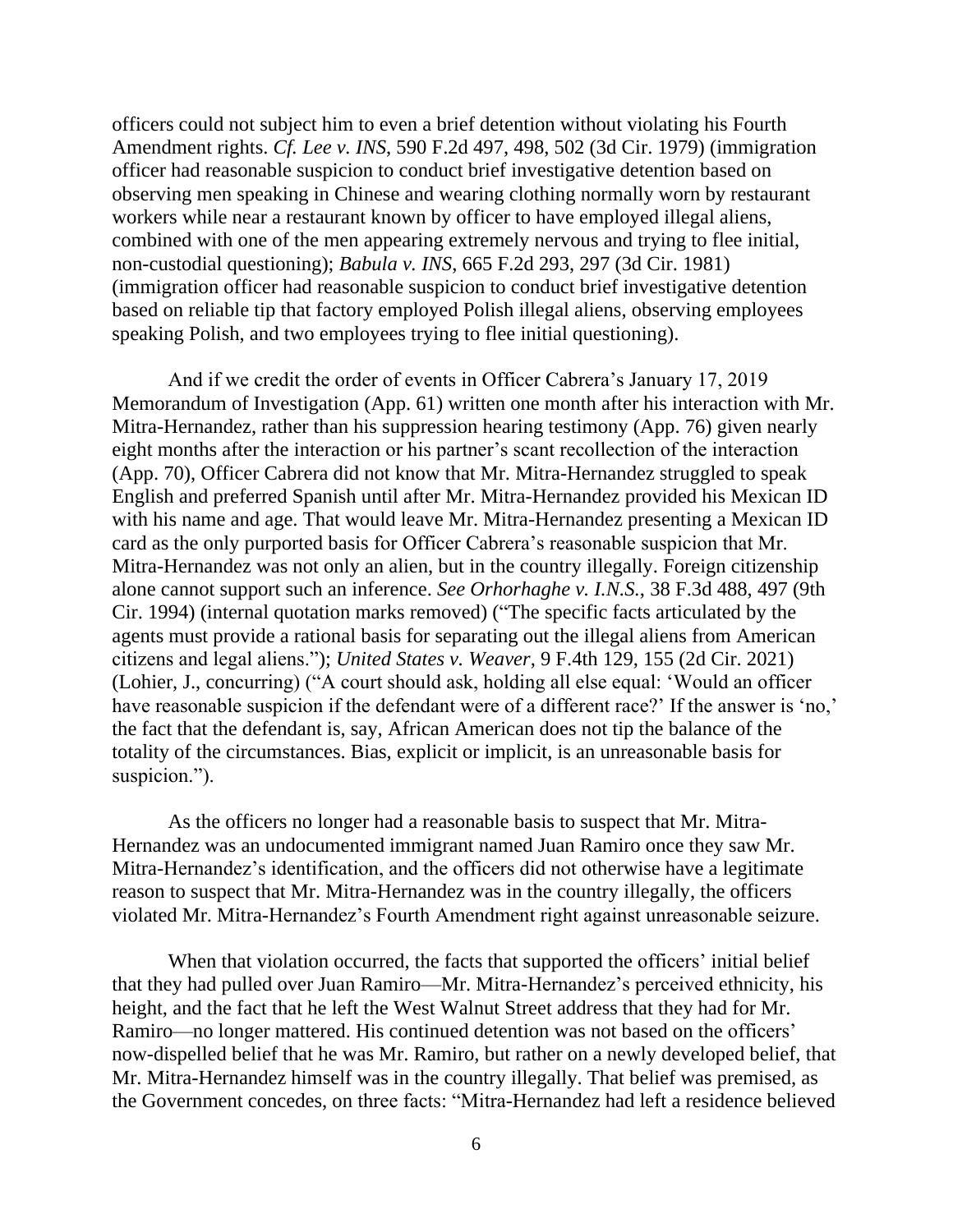officers could not subject him to even a brief detention without violating his Fourth Amendment rights. *Cf. Lee v. INS*, 590 F.2d 497, 498, 502 (3d Cir. 1979) (immigration officer had reasonable suspicion to conduct brief investigative detention based on observing men speaking in Chinese and wearing clothing normally worn by restaurant workers while near a restaurant known by officer to have employed illegal aliens, combined with one of the men appearing extremely nervous and trying to flee initial, non-custodial questioning); *Babula v. INS*, 665 F.2d 293, 297 (3d Cir. 1981) (immigration officer had reasonable suspicion to conduct brief investigative detention based on reliable tip that factory employed Polish illegal aliens, observing employees speaking Polish, and two employees trying to flee initial questioning).

And if we credit the order of events in Officer Cabrera's January 17, 2019 Memorandum of Investigation (App. 61) written one month after his interaction with Mr. Mitra-Hernandez, rather than his suppression hearing testimony (App. 76) given nearly eight months after the interaction or his partner's scant recollection of the interaction (App. 70), Officer Cabrera did not know that Mr. Mitra-Hernandez struggled to speak English and preferred Spanish until after Mr. Mitra-Hernandez provided his Mexican ID with his name and age. That would leave Mr. Mitra-Hernandez presenting a Mexican ID card as the only purported basis for Officer Cabrera's reasonable suspicion that Mr. Mitra-Hernandez was not only an alien, but in the country illegally. Foreign citizenship alone cannot support such an inference. *See Orhorhaghe v. I.N.S.*, 38 F.3d 488, 497 (9th Cir. 1994) (internal quotation marks removed) ("The specific facts articulated by the agents must provide a rational basis for separating out the illegal aliens from American citizens and legal aliens."); *United States v. Weaver*, 9 F.4th 129, 155 (2d Cir. 2021) (Lohier, J., concurring) ("A court should ask, holding all else equal: 'Would an officer have reasonable suspicion if the defendant were of a different race?' If the answer is 'no,' the fact that the defendant is, say, African American does not tip the balance of the totality of the circumstances. Bias, explicit or implicit, is an unreasonable basis for suspicion.").

As the officers no longer had a reasonable basis to suspect that Mr. Mitra-Hernandez was an undocumented immigrant named Juan Ramiro once they saw Mr. Mitra-Hernandez's identification, and the officers did not otherwise have a legitimate reason to suspect that Mr. Mitra-Hernandez was in the country illegally, the officers violated Mr. Mitra-Hernandez's Fourth Amendment right against unreasonable seizure.

When that violation occurred, the facts that supported the officers' initial belief that they had pulled over Juan Ramiro—Mr. Mitra-Hernandez's perceived ethnicity, his height, and the fact that he left the West Walnut Street address that they had for Mr. Ramiro—no longer mattered. His continued detention was not based on the officers' now-dispelled belief that he was Mr. Ramiro, but rather on a newly developed belief, that Mr. Mitra-Hernandez himself was in the country illegally. That belief was premised, as the Government concedes, on three facts: "Mitra-Hernandez had left a residence believed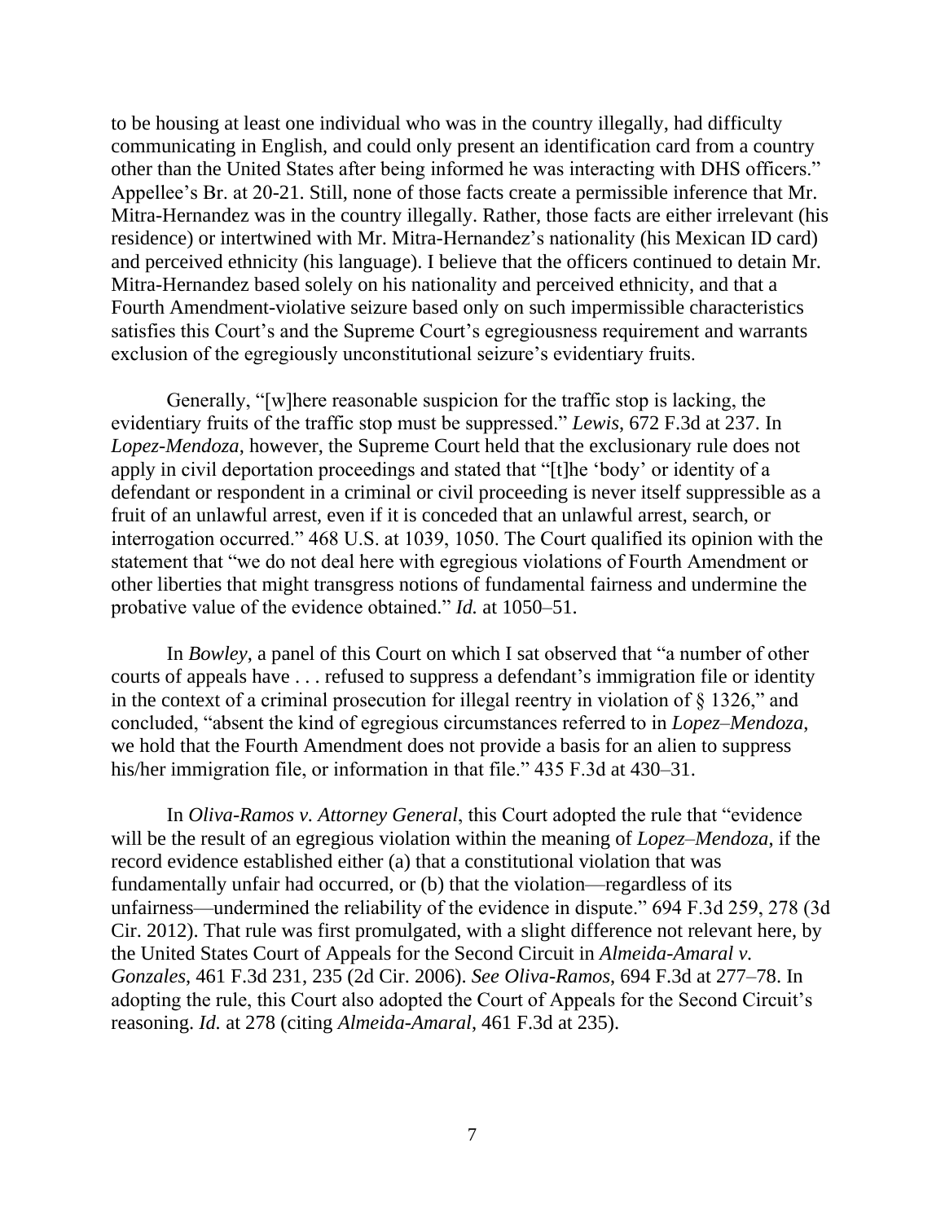to be housing at least one individual who was in the country illegally, had difficulty communicating in English, and could only present an identification card from a country other than the United States after being informed he was interacting with DHS officers." Appellee's Br. at 20-21. Still, none of those facts create a permissible inference that Mr. Mitra-Hernandez was in the country illegally. Rather, those facts are either irrelevant (his residence) or intertwined with Mr. Mitra-Hernandez's nationality (his Mexican ID card) and perceived ethnicity (his language). I believe that the officers continued to detain Mr. Mitra-Hernandez based solely on his nationality and perceived ethnicity, and that a Fourth Amendment-violative seizure based only on such impermissible characteristics satisfies this Court's and the Supreme Court's egregiousness requirement and warrants exclusion of the egregiously unconstitutional seizure's evidentiary fruits.

Generally, "[w]here reasonable suspicion for the traffic stop is lacking, the evidentiary fruits of the traffic stop must be suppressed." *Lewis*, 672 F.3d at 237. In *Lopez-Mendoza*, however, the Supreme Court held that the exclusionary rule does not apply in civil deportation proceedings and stated that "[t]he 'body' or identity of a defendant or respondent in a criminal or civil proceeding is never itself suppressible as a fruit of an unlawful arrest, even if it is conceded that an unlawful arrest, search, or interrogation occurred." 468 U.S. at 1039, 1050. The Court qualified its opinion with the statement that "we do not deal here with egregious violations of Fourth Amendment or other liberties that might transgress notions of fundamental fairness and undermine the probative value of the evidence obtained." *Id.* at 1050–51.

In *Bowley*, a panel of this Court on which I sat observed that "a number of other courts of appeals have . . . refused to suppress a defendant's immigration file or identity in the context of a criminal prosecution for illegal reentry in violation of § 1326," and concluded, "absent the kind of egregious circumstances referred to in *Lopez–Mendoza*, we hold that the Fourth Amendment does not provide a basis for an alien to suppress his/her immigration file, or information in that file." 435 F.3d at 430–31.

In *Oliva-Ramos v. Attorney General*, this Court adopted the rule that "evidence will be the result of an egregious violation within the meaning of *Lopez–Mendoza*, if the record evidence established either (a) that a constitutional violation that was fundamentally unfair had occurred, or (b) that the violation—regardless of its unfairness—undermined the reliability of the evidence in dispute." 694 F.3d 259, 278 (3d Cir. 2012). That rule was first promulgated, with a slight difference not relevant here, by the United States Court of Appeals for the Second Circuit in *Almeida-Amaral v. Gonzales*, 461 F.3d 231, 235 (2d Cir. 2006). *See Oliva-Ramos*, 694 F.3d at 277–78. In adopting the rule, this Court also adopted the Court of Appeals for the Second Circuit's reasoning. *Id.* at 278 (citing *Almeida-Amaral*, 461 F.3d at 235).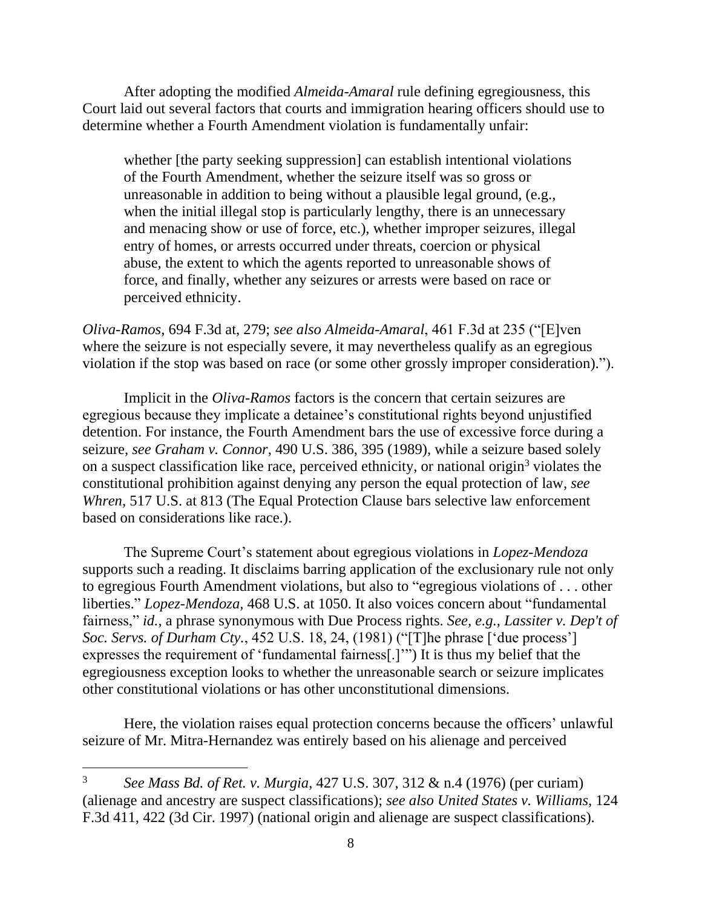After adopting the modified *Almeida-Amaral* rule defining egregiousness, this Court laid out several factors that courts and immigration hearing officers should use to determine whether a Fourth Amendment violation is fundamentally unfair:

> whether [the party seeking suppression] can establish intentional violations of the Fourth Amendment, whether the seizure itself was so gross or unreasonable in addition to being without a plausible legal ground, (e.g., when the initial illegal stop is particularly lengthy, there is an unnecessary and menacing show or use of force, etc.), whether improper seizures, illegal entry of homes, or arrests occurred under threats, coercion or physical abuse, the extent to which the agents reported to unreasonable shows of force, and finally, whether any seizures or arrests were based on race or perceived ethnicity.

*Oliva-Ramos*, 694 F.3d at, 279; *see also Almeida-Amaral*, 461 F.3d at 235 ("[E]ven where the seizure is not especially severe, it may nevertheless qualify as an egregious violation if the stop was based on race (or some other grossly improper consideration).").

Implicit in the *Oliva-Ramos* factors is the concern that certain seizures are egregious because they implicate a detainee's constitutional rights beyond unjustified detention. For instance, the Fourth Amendment bars the use of excessive force during a seizure, *see Graham v. Connor*, 490 U.S. 386, 395 (1989), while a seizure based solely on a suspect classification like race, perceived ethnicity, or national origin[3] violates the constitutional prohibition against denying any person the equal protection of law, *see Whren*, 517 U.S. at 813 (The Equal Protection Clause bars selective law enforcement based on considerations like race.).

The Supreme Court's statement about egregious violations in *Lopez-Mendoza* supports such a reading. It disclaims barring application of the exclusionary rule not only to egregious Fourth Amendment violations, but also to "egregious violations of . . . other liberties." *Lopez-Mendoza*, 468 U.S. at 1050. It also voices concern about "fundamental fairness," *id.*, a phrase synonymous with Due Process rights. *See, e.g.*, *Lassiter v. Dep't of Soc. Servs. of Durham Cty.*, 452 U.S. 18, 24, (1981) ("[T]he phrase ['due process'] expresses the requirement of 'fundamental fairness[.]'") It is thus my belief that the egregiousness exception looks to whether the unreasonable search or seizure implicates other constitutional violations or has other unconstitutional dimensions.

Here, the violation raises equal protection concerns because the officers' unlawful seizure of Mr. Mitra-Hernandez was entirely based on his alienage and perceived

---

[3] *See Mass Bd. of Ret. v. Murgia*, 427 U.S. 307, 312 & n.4 (1976) (per curiam) (alienage and ancestry are suspect classifications); *see also United States v. Williams*, 124 F.3d 411, 422 (3d Cir. 1997) (national origin and alienage are suspect classifications).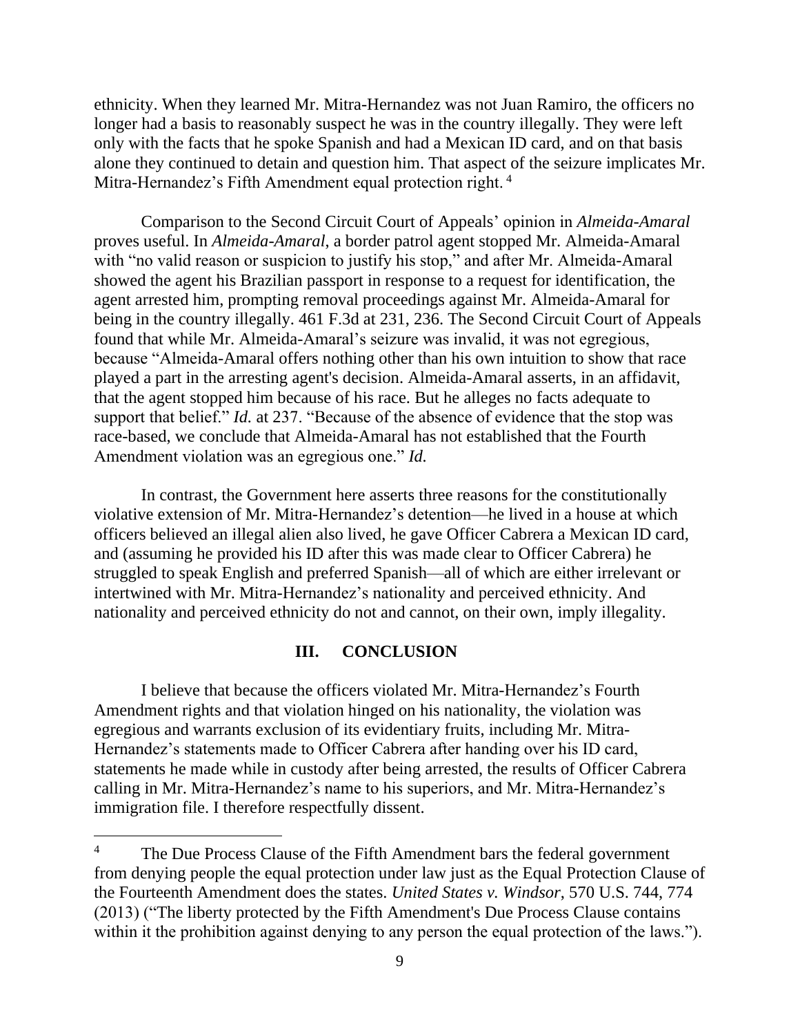ethnicity. When they learned Mr. Mitra-Hernandez was not Juan Ramiro, the officers no longer had a basis to reasonably suspect he was in the country illegally. They were left only with the facts that he spoke Spanish and had a Mexican ID card, and on that basis alone they continued to detain and question him. That aspect of the seizure implicates Mr. Mitra-Hernandez's Fifth Amendment equal protection right. [4]

Comparison to the Second Circuit Court of Appeals' opinion in *Almeida-Amaral* proves useful. In *Almeida-Amaral*, a border patrol agent stopped Mr. Almeida-Amaral with "no valid reason or suspicion to justify his stop," and after Mr. Almeida-Amaral showed the agent his Brazilian passport in response to a request for identification, the agent arrested him, prompting removal proceedings against Mr. Almeida-Amaral for being in the country illegally. 461 F.3d at 231, 236. The Second Circuit Court of Appeals found that while Mr. Almeida-Amaral's seizure was invalid, it was not egregious, because "Almeida-Amaral offers nothing other than his own intuition to show that race played a part in the arresting agent's decision. Almeida-Amaral asserts, in an affidavit, that the agent stopped him because of his race. But he alleges no facts adequate to support that belief." *Id.* at 237. "Because of the absence of evidence that the stop was race-based, we conclude that Almeida-Amaral has not established that the Fourth Amendment violation was an egregious one." *Id.*

In contrast, the Government here asserts three reasons for the constitutionally violative extension of Mr. Mitra-Hernandez's detention—he lived in a house at which officers believed an illegal alien also lived, he gave Officer Cabrera a Mexican ID card, and (assuming he provided his ID after this was made clear to Officer Cabrera) he struggled to speak English and preferred Spanish—all of which are either irrelevant or intertwined with Mr. Mitra-Hernandez's nationality and perceived ethnicity. And nationality and perceived ethnicity do not and cannot, on their own, imply illegality.

## III. CONCLUSION

I believe that because the officers violated Mr. Mitra-Hernandez's Fourth Amendment rights and that violation hinged on his nationality, the violation was egregious and warrants exclusion of its evidentiary fruits, including Mr. Mitra-Hernandez's statements made to Officer Cabrera after handing over his ID card, statements he made while in custody after being arrested, the results of Officer Cabrera calling in Mr. Mitra-Hernandez's name to his superiors, and Mr. Mitra-Hernandez's immigration file. I therefore respectfully dissent.

---

[4] The Due Process Clause of the Fifth Amendment bars the federal government from denying people the equal protection under law just as the Equal Protection Clause of the Fourteenth Amendment does the states. *United States v. Windsor*, 570 U.S. 744, 774 (2013) ("The liberty protected by the Fifth Amendment's Due Process Clause contains within it the prohibition against denying to any person the equal protection of the laws.").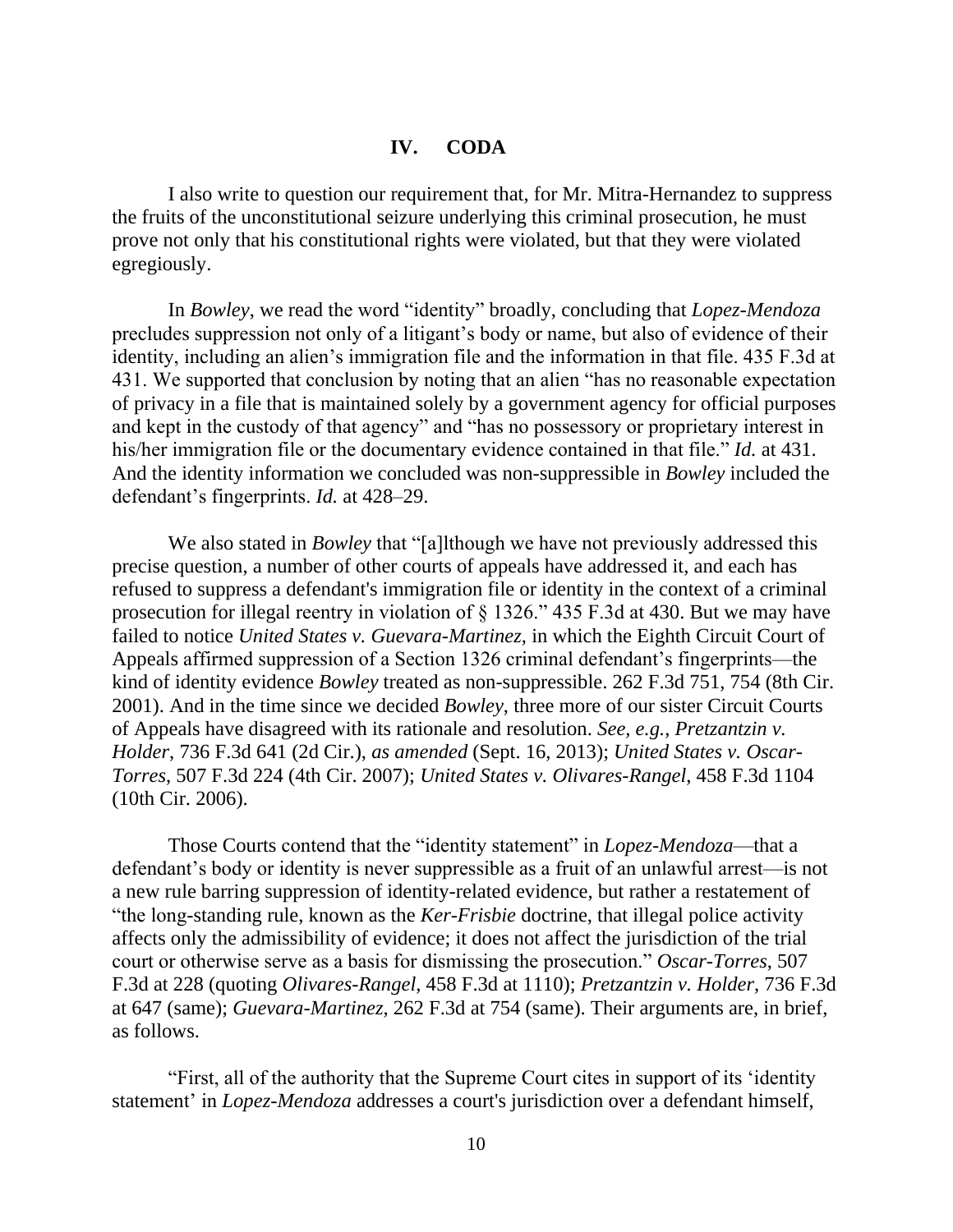## IV. CODA

I also write to question our requirement that, for Mr. Mitra-Hernandez to suppress the fruits of the unconstitutional seizure underlying this criminal prosecution, he must prove not only that his constitutional rights were violated, but that they were violated egregiously.

In *Bowley*, we read the word "identity" broadly, concluding that *Lopez-Mendoza* precludes suppression not only of a litigant's body or name, but also of evidence of their identity, including an alien's immigration file and the information in that file. 435 F.3d at 431. We supported that conclusion by noting that an alien "has no reasonable expectation of privacy in a file that is maintained solely by a government agency for official purposes and kept in the custody of that agency" and "has no possessory or proprietary interest in his/her immigration file or the documentary evidence contained in that file." *Id.* at 431. And the identity information we concluded was non-suppressible in *Bowley* included the defendant's fingerprints. *Id.* at 428–29.

We also stated in *Bowley* that "[a]lthough we have not previously addressed this precise question, a number of other courts of appeals have addressed it, and each has refused to suppress a defendant's immigration file or identity in the context of a criminal prosecution for illegal reentry in violation of § 1326." 435 F.3d at 430. But we may have failed to notice *United States v. Guevara-Martinez*, in which the Eighth Circuit Court of Appeals affirmed suppression of a Section 1326 criminal defendant's fingerprints—the kind of identity evidence *Bowley* treated as non-suppressible. 262 F.3d 751, 754 (8th Cir. 2001). And in the time since we decided *Bowley*, three more of our sister Circuit Courts of Appeals have disagreed with its rationale and resolution. *See, e.g.*, *Pretzantzin v. Holder*, 736 F.3d 641 (2d Cir.), *as amended* (Sept. 16, 2013); *United States v. Oscar-Torres*, 507 F.3d 224 (4th Cir. 2007); *United States v. Olivares-Rangel*, 458 F.3d 1104 (10th Cir. 2006).

Those Courts contend that the "identity statement" in *Lopez-Mendoza*—that a defendant's body or identity is never suppressible as a fruit of an unlawful arrest—is not a new rule barring suppression of identity-related evidence, but rather a restatement of "the long-standing rule, known as the *Ker-Frisbie* doctrine, that illegal police activity affects only the admissibility of evidence; it does not affect the jurisdiction of the trial court or otherwise serve as a basis for dismissing the prosecution." *Oscar-Torres*, 507 F.3d at 228 (quoting *Olivares-Rangel*, 458 F.3d at 1110); *Pretzantzin v. Holder*, 736 F.3d at 647 (same); *Guevara-Martinez*, 262 F.3d at 754 (same). Their arguments are, in brief, as follows.

"First, all of the authority that the Supreme Court cites in support of its 'identity statement' in *Lopez-Mendoza* addresses a court's jurisdiction over a defendant himself,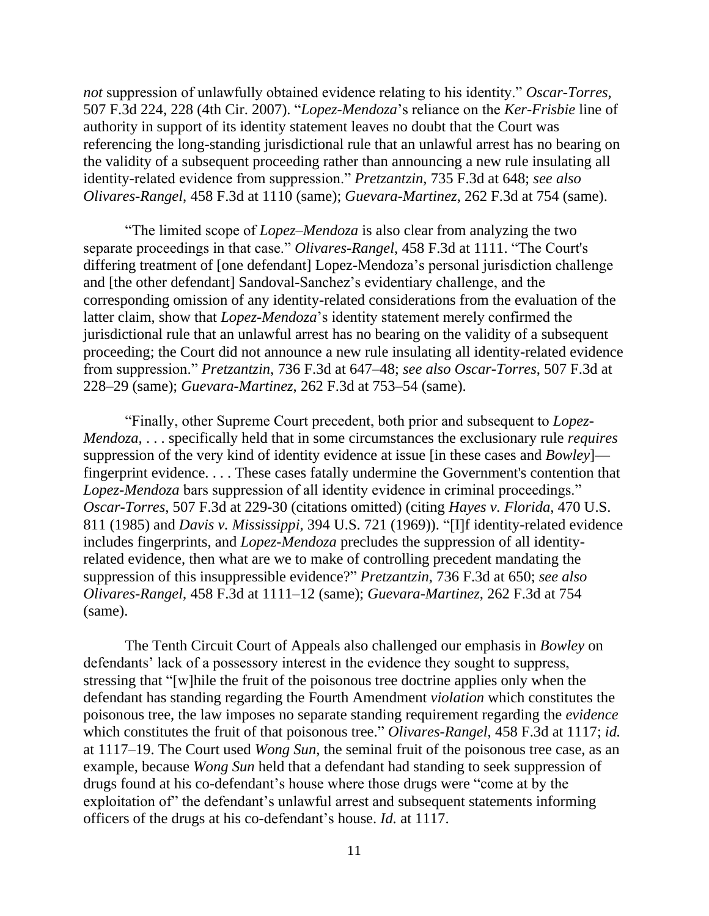*not* suppression of unlawfully obtained evidence relating to his identity." *Oscar-Torres*, 507 F.3d 224, 228 (4th Cir. 2007). "*Lopez-Mendoza*'s reliance on the *Ker-Frisbie* line of authority in support of its identity statement leaves no doubt that the Court was referencing the long-standing jurisdictional rule that an unlawful arrest has no bearing on the validity of a subsequent proceeding rather than announcing a new rule insulating all identity-related evidence from suppression." *Pretzantzin*, 735 F.3d at 648; *see also Olivares-Rangel*, 458 F.3d at 1110 (same); *Guevara-Martinez*, 262 F.3d at 754 (same).

"The limited scope of *Lopez–Mendoza* is also clear from analyzing the two separate proceedings in that case." *Olivares-Rangel*, 458 F.3d at 1111. "The Court's differing treatment of [one defendant] Lopez-Mendoza's personal jurisdiction challenge and [the other defendant] Sandoval-Sanchez's evidentiary challenge, and the corresponding omission of any identity-related considerations from the evaluation of the latter claim, show that *Lopez-Mendoza*'s identity statement merely confirmed the jurisdictional rule that an unlawful arrest has no bearing on the validity of a subsequent proceeding; the Court did not announce a new rule insulating all identity-related evidence from suppression." *Pretzantzin*, 736 F.3d at 647–48; *see also Oscar-Torres*, 507 F.3d at 228–29 (same); *Guevara-Martinez*, 262 F.3d at 753–54 (same).

"Finally, other Supreme Court precedent, both prior and subsequent to *Lopez-Mendoza*, . . . specifically held that in some circumstances the exclusionary rule *requires* suppression of the very kind of identity evidence at issue [in these cases and *Bowley*]—fingerprint evidence. . . . These cases fatally undermine the Government's contention that *Lopez-Mendoza* bars suppression of all identity evidence in criminal proceedings." *Oscar-Torres*, 507 F.3d at 229-30 (citations omitted) (citing *Hayes v. Florida*, 470 U.S. 811 (1985) and *Davis v. Mississippi*, 394 U.S. 721 (1969)). "[I]f identity-related evidence includes fingerprints, and *Lopez-Mendoza* precludes the suppression of all identity-related evidence, then what are we to make of controlling precedent mandating the suppression of this insuppressible evidence?" *Pretzantzin*, 736 F.3d at 650; *see also Olivares-Rangel*, 458 F.3d at 1111–12 (same); *Guevara-Martinez*, 262 F.3d at 754 (same).

The Tenth Circuit Court of Appeals also challenged our emphasis in *Bowley* on defendants' lack of a possessory interest in the evidence they sought to suppress, stressing that "[w]hile the fruit of the poisonous tree doctrine applies only when the defendant has standing regarding the Fourth Amendment *violation* which constitutes the poisonous tree, the law imposes no separate standing requirement regarding the *evidence* which constitutes the fruit of that poisonous tree." *Olivares-Rangel*, 458 F.3d at 1117; *id.* at 1117–19. The Court used *Wong Sun*, the seminal fruit of the poisonous tree case, as an example, because *Wong Sun* held that a defendant had standing to seek suppression of drugs found at his co-defendant's house where those drugs were "come at by the exploitation of" the defendant's unlawful arrest and subsequent statements informing officers of the drugs at his co-defendant's house. *Id.* at 1117.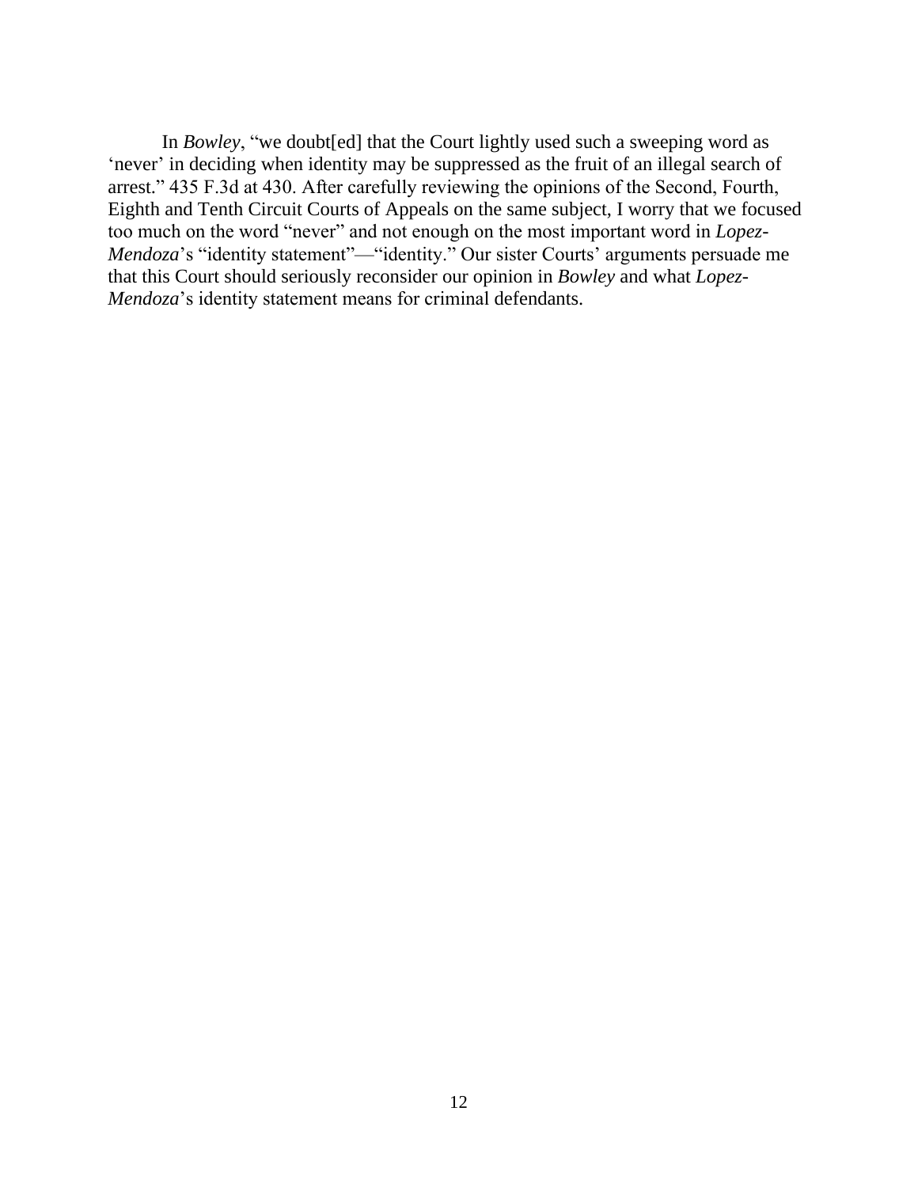In *Bowley*, "we doubt[ed] that the Court lightly used such a sweeping word as 'never' in deciding when identity may be suppressed as the fruit of an illegal search of arrest." 435 F.3d at 430. After carefully reviewing the opinions of the Second, Fourth, Eighth and Tenth Circuit Courts of Appeals on the same subject, I worry that we focused too much on the word "never" and not enough on the most important word in *Lopez-Mendoza*'s "identity statement"—"identity." Our sister Courts' arguments persuade me that this Court should seriously reconsider our opinion in *Bowley* and what *Lopez-Mendoza*'s identity statement means for criminal defendants.